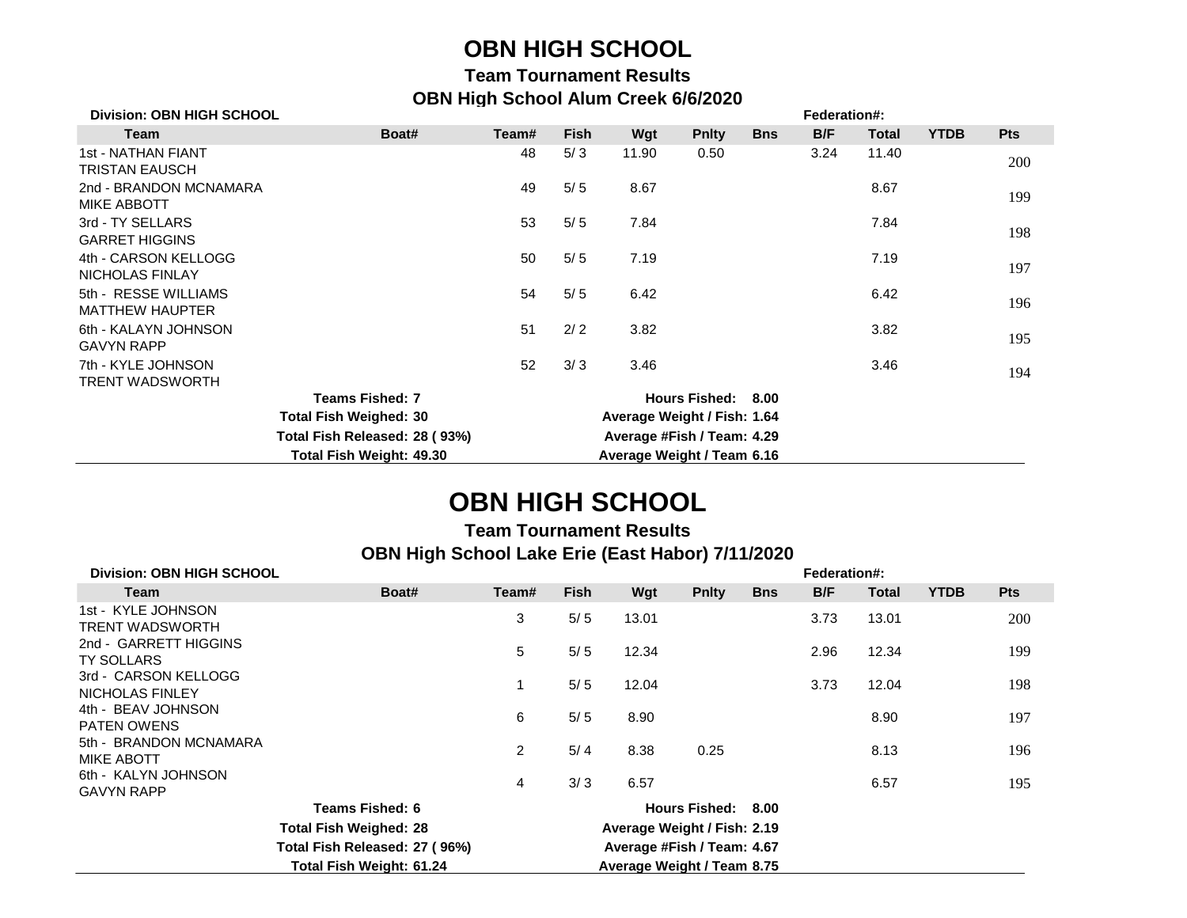# OBN HIGH SCHOOL

## Team Tournament Results

### OBN High School Alum Creek 6/6/2020

**Division: OBN HIGH SCHOOL** **Federation#:**

| Team | Boat# | Team# | Fish | Wgt | Pnlty | Bns | B/F | Total | YTDB | Pts |
|---|---|---|---|---|---|---|---|---|---|---|
| 1st - NATHAN FIANT<br>TRISTAN EAUSCH | | 48 | 5/ 3 | 11.90 | 0.50 | | 3.24 | 11.40 | | 200 |
| 2nd - BRANDON MCNAMARA<br>MIKE ABBOTT | | 49 | 5/ 5 | 8.67 | | | | 8.67 | | 199 |
| 3rd - TY SELLARS<br>GARRET HIGGINS | | 53 | 5/ 5 | 7.84 | | | | 7.84 | | 198 |
| 4th - CARSON KELLOGG<br>NICHOLAS FINLAY | | 50 | 5/ 5 | 7.19 | | | | 7.19 | | 197 |
| 5th - RESSE WILLIAMS<br>MATTHEW HAUPTER | | 54 | 5/ 5 | 6.42 | | | | 6.42 | | 196 |
| 6th - KALAYN JOHNSON<br>GAVYN RAPP | | 51 | 2/ 2 | 3.82 | | | | 3.82 | | 195 |
| 7th - KYLE JOHNSON<br>TRENT WADSWORTH | | 52 | 3/ 3 | 3.46 | | | | 3.46 | | 194 |

**Teams Fished: 7** **Hours Fished: 8.00**

**Total Fish Weighed: 30** **Average Weight / Fish: 1.64**

**Total Fish Released: 28 ( 93%)** **Average #Fish / Team: 4.29**

**Total Fish Weight: 49.30** **Average Weight / Team 6.16**

# OBN HIGH SCHOOL

## Team Tournament Results

### OBN High School Lake Erie (East Habor) 7/11/2020

**Division: OBN HIGH SCHOOL** **Federation#:**

| Team | Boat# | Team# | Fish | Wgt | Pnlty | Bns | B/F | Total | YTDB | Pts |
|---|---|---|---|---|---|---|---|---|---|---|
| 1st - KYLE JOHNSON<br>TRENT WADSWORTH | | 3 | 5/ 5 | 13.01 | | | 3.73 | 13.01 | | 200 |
| 2nd - GARRETT HIGGINS<br>TY SOLLARS | | 5 | 5/ 5 | 12.34 | | | 2.96 | 12.34 | | 199 |
| 3rd - CARSON KELLOGG<br>NICHOLAS FINLEY | | 1 | 5/ 5 | 12.04 | | | 3.73 | 12.04 | | 198 |
| 4th - BEAV JOHNSON<br>PATEN OWENS | | 6 | 5/ 5 | 8.90 | | | | 8.90 | | 197 |
| 5th - BRANDON MCNAMARA<br>MIKE ABOTT | | 2 | 5/ 4 | 8.38 | 0.25 | | | 8.13 | | 196 |
| 6th - KALYN JOHNSON<br>GAVYN RAPP | | 4 | 3/ 3 | 6.57 | | | | 6.57 | | 195 |

**Teams Fished: 6** **Hours Fished: 8.00**

**Total Fish Weighed: 28** **Average Weight / Fish: 2.19**

**Total Fish Released: 27 ( 96%)** **Average #Fish / Team: 4.67**

**Total Fish Weight: 61.24** **Average Weight / Team 8.75**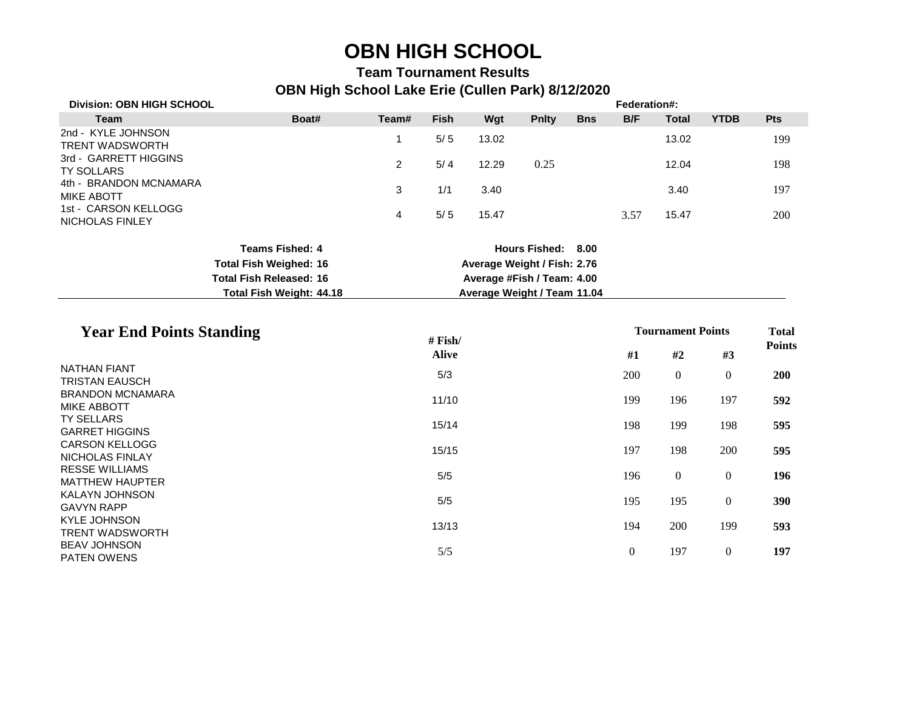# OBN HIGH SCHOOL

## Team Tournament Results

### OBN High School Lake Erie (Cullen Park) 8/12/2020

**Division: OBN HIGH SCHOOL** **Federation#:**

| Team | Boat# | Team# | Fish | Wgt | Pnlty | Bns | B/F | Total | YTDB | Pts |
|---|---|---|---|---|---|---|---|---|---|---|
| 2nd - KYLE JOHNSON<br>TRENT WADSWORTH | | 1 | 5/ 5 | 13.02 | | | | 13.02 | | 199 |
| 3rd - GARRETT HIGGINS<br>TY SOLLARS | | 2 | 5/ 4 | 12.29 | 0.25 | | | 12.04 | | 198 |
| 4th - BRANDON MCNAMARA<br>MIKE ABOTT | | 3 | 1/1 | 3.40 | | | | 3.40 | | 197 |
| 1st - CARSON KELLOGG<br>NICHOLAS FINLEY | | 4 | 5/ 5 | 15.47 | | | 3.57 | 15.47 | | 200 |

**Teams Fished: 4** **Hours Fished: 8.00**
**Total Fish Weighed: 16** **Average Weight / Fish: 2.76**
**Total Fish Released: 16** **Average #Fish / Team: 4.00**
**Total Fish Weight: 44.18** **Average Weight / Team 11.04**

## Year End Points Standing

| | # Fish/ Alive | Tournament Points | | | Total Points |
|---|---|---|---|---|---|
| | | #1 | #2 | #3 | |
| NATHAN FIANT<br>TRISTAN EAUSCH | 5/3 | 200 | 0 | 0 | **200** |
| BRANDON MCNAMARA<br>MIKE ABBOTT | 11/10 | 199 | 196 | 197 | **592** |
| TY SELLARS<br>GARRET HIGGINS | 15/14 | 198 | 199 | 198 | **595** |
| CARSON KELLOGG<br>NICHOLAS FINLAY | 15/15 | 197 | 198 | 200 | **595** |
| RESSE WILLIAMS<br>MATTHEW HAUPTER | 5/5 | 196 | 0 | 0 | **196** |
| KALAYN JOHNSON<br>GAVYN RAPP | 5/5 | 195 | 195 | 0 | **390** |
| KYLE JOHNSON<br>TRENT WADSWORTH | 13/13 | 194 | 200 | 199 | **593** |
| BEAV JOHNSON<br>PATEN OWENS | 5/5 | 0 | 197 | 0 | **197** |